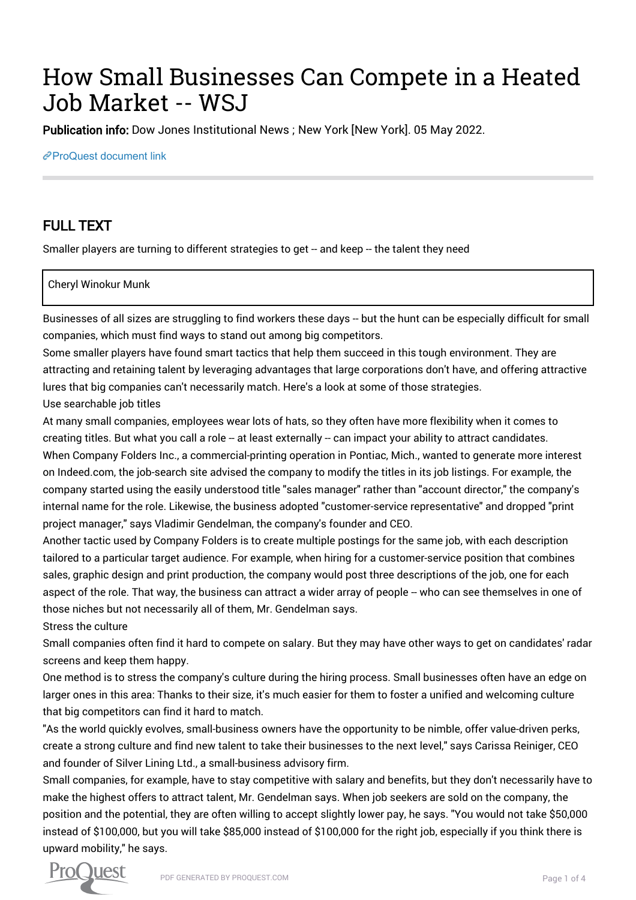# How Small Businesses Can Compete in a Heated Job Market -- WSJ

**Publication info:** Dow Jones Institutional News ; New York [New York]. 05 May 2022.

ProQuest document link

## FULL TEXT

Smaller players are turning to different strategies to get -- and keep -- the talent they need

Cheryl Winokur Munk

Businesses of all sizes are struggling to find workers these days -- but the hunt can be especially difficult for small companies, which must find ways to stand out among big competitors.

Some smaller players have found smart tactics that help them succeed in this tough environment. They are attracting and retaining talent by leveraging advantages that large corporations don't have, and offering attractive lures that big companies can't necessarily match. Here's a look at some of those strategies.

Use searchable job titles

At many small companies, employees wear lots of hats, so they often have more flexibility when it comes to creating titles. But what you call a role -- at least externally -- can impact your ability to attract candidates.

When Company Folders Inc., a commercial-printing operation in Pontiac, Mich., wanted to generate more interest on Indeed.com, the job-search site advised the company to modify the titles in its job listings. For example, the company started using the easily understood title "sales manager" rather than "account director," the company's internal name for the role. Likewise, the business adopted "customer-service representative" and dropped "print project manager," says Vladimir Gendelman, the company's founder and CEO.

Another tactic used by Company Folders is to create multiple postings for the same job, with each description tailored to a particular target audience. For example, when hiring for a customer-service position that combines sales, graphic design and print production, the company would post three descriptions of the job, one for each aspect of the role. That way, the business can attract a wider array of people -- who can see themselves in one of those niches but not necessarily all of them, Mr. Gendelman says.

Stress the culture

Small companies often find it hard to compete on salary. But they may have other ways to get on candidates' radar screens and keep them happy.

One method is to stress the company's culture during the hiring process. Small businesses often have an edge on larger ones in this area: Thanks to their size, it's much easier for them to foster a unified and welcoming culture that big competitors can find it hard to match.

"As the world quickly evolves, small-business owners have the opportunity to be nimble, offer value-driven perks, create a strong culture and find new talent to take their businesses to the next level," says Carissa Reiniger, CEO and founder of Silver Lining Ltd., a small-business advisory firm.

Small companies, for example, have to stay competitive with salary and benefits, but they don't necessarily have to make the highest offers to attract talent, Mr. Gendelman says. When job seekers are sold on the company, the position and the potential, they are often willing to accept slightly lower pay, he says. "You would not take $50,000 instead of $100,000, but you will take $85,000 instead of $100,000 for the right job, especially if you think there is upward mobility," he says.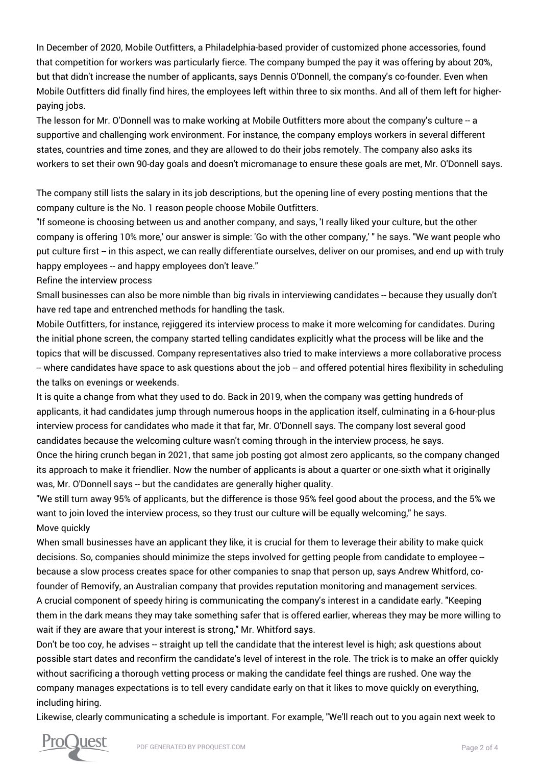In December of 2020, Mobile Outfitters, a Philadelphia-based provider of customized phone accessories, found that competition for workers was particularly fierce. The company bumped the pay it was offering by about 20%, but that didn't increase the number of applicants, says Dennis O'Donnell, the company's co-founder. Even when Mobile Outfitters did finally find hires, the employees left within three to six months. And all of them left for higher-paying jobs.

The lesson for Mr. O'Donnell was to make working at Mobile Outfitters more about the company's culture -- a supportive and challenging work environment. For instance, the company employs workers in several different states, countries and time zones, and they are allowed to do their jobs remotely. The company also asks its workers to set their own 90-day goals and doesn't micromanage to ensure these goals are met, Mr. O'Donnell says.

The company still lists the salary in its job descriptions, but the opening line of every posting mentions that the company culture is the No. 1 reason people choose Mobile Outfitters.

"If someone is choosing between us and another company, and says, 'I really liked your culture, but the other company is offering 10% more,' our answer is simple: 'Go with the other company,' " he says. "We want people who put culture first -- in this aspect, we can really differentiate ourselves, deliver on our promises, and end up with truly happy employees -- and happy employees don't leave."

## Refine the interview process

Small businesses can also be more nimble than big rivals in interviewing candidates -- because they usually don't have red tape and entrenched methods for handling the task.

Mobile Outfitters, for instance, rejiggered its interview process to make it more welcoming for candidates. During the initial phone screen, the company started telling candidates explicitly what the process will be like and the topics that will be discussed. Company representatives also tried to make interviews a more collaborative process -- where candidates have space to ask questions about the job -- and offered potential hires flexibility in scheduling the talks on evenings or weekends.

It is quite a change from what they used to do. Back in 2019, when the company was getting hundreds of applicants, it had candidates jump through numerous hoops in the application itself, culminating in a 6-hour-plus interview process for candidates who made it that far, Mr. O'Donnell says. The company lost several good candidates because the welcoming culture wasn't coming through in the interview process, he says.

Once the hiring crunch began in 2021, that same job posting got almost zero applicants, so the company changed its approach to make it friendlier. Now the number of applicants is about a quarter or one-sixth what it originally was, Mr. O'Donnell says -- but the candidates are generally higher quality.

"We still turn away 95% of applicants, but the difference is those 95% feel good about the process, and the 5% we want to join loved the interview process, so they trust our culture will be equally welcoming," he says.

## Move quickly

When small businesses have an applicant they like, it is crucial for them to leverage their ability to make quick decisions. So, companies should minimize the steps involved for getting people from candidate to employee -- because a slow process creates space for other companies to snap that person up, says Andrew Whitford, co-founder of Removify, an Australian company that provides reputation monitoring and management services.

A crucial component of speedy hiring is communicating the company's interest in a candidate early. "Keeping them in the dark means they may take something safer that is offered earlier, whereas they may be more willing to wait if they are aware that your interest is strong," Mr. Whitford says.

Don't be too coy, he advises -- straight up tell the candidate that the interest level is high; ask questions about possible start dates and reconfirm the candidate's level of interest in the role. The trick is to make an offer quickly without sacrificing a thorough vetting process or making the candidate feel things are rushed. One way the company manages expectations is to tell every candidate early on that it likes to move quickly on everything, including hiring.

Likewise, clearly communicating a schedule is important. For example, "We'll reach out to you again next week to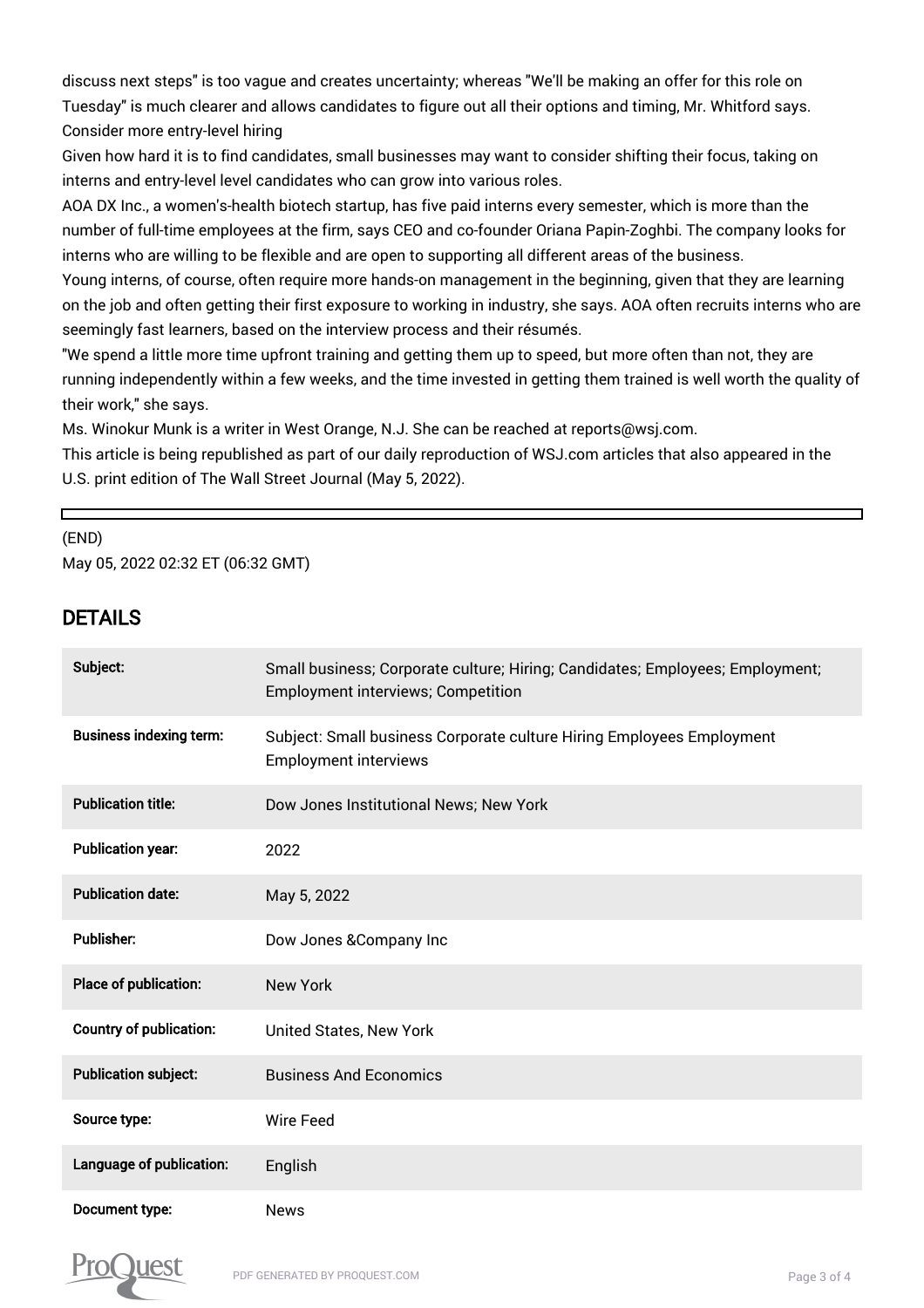discuss next steps" is too vague and creates uncertainty; whereas "We'll be making an offer for this role on Tuesday" is much clearer and allows candidates to figure out all their options and timing, Mr. Whitford says.

Consider more entry-level hiring

Given how hard it is to find candidates, small businesses may want to consider shifting their focus, taking on interns and entry-level level candidates who can grow into various roles.

AOA DX Inc., a women's-health biotech startup, has five paid interns every semester, which is more than the number of full-time employees at the firm, says CEO and co-founder Oriana Papin-Zoghbi. The company looks for interns who are willing to be flexible and are open to supporting all different areas of the business.

Young interns, of course, often require more hands-on management in the beginning, given that they are learning on the job and often getting their first exposure to working in industry, she says. AOA often recruits interns who are seemingly fast learners, based on the interview process and their résumés.

"We spend a little more time upfront training and getting them up to speed, but more often than not, they are running independently within a few weeks, and the time invested in getting them trained is well worth the quality of their work," she says.

Ms. Winokur Munk is a writer in West Orange, N.J. She can be reached at reports@wsj.com.

This article is being republished as part of our daily reproduction of WSJ.com articles that also appeared in the U.S. print edition of The Wall Street Journal (May 5, 2022).

---

(END)

May 05, 2022 02:32 ET (06:32 GMT)

## DETAILS

| | |
|---|---|
| Subject: | Small business; Corporate culture; Hiring; Candidates; Employees; Employment; Employment interviews; Competition |
| Business indexing term: | Subject: Small business Corporate culture Hiring Employees Employment Employment interviews |
| Publication title: | Dow Jones Institutional News; New York |
| Publication year: | 2022 |
| Publication date: | May 5, 2022 |
| Publisher: | Dow Jones &Company Inc |
| Place of publication: | New York |
| Country of publication: | United States, New York |
| Publication subject: | Business And Economics |
| Source type: | Wire Feed |
| Language of publication: | English |
| Document type: | News |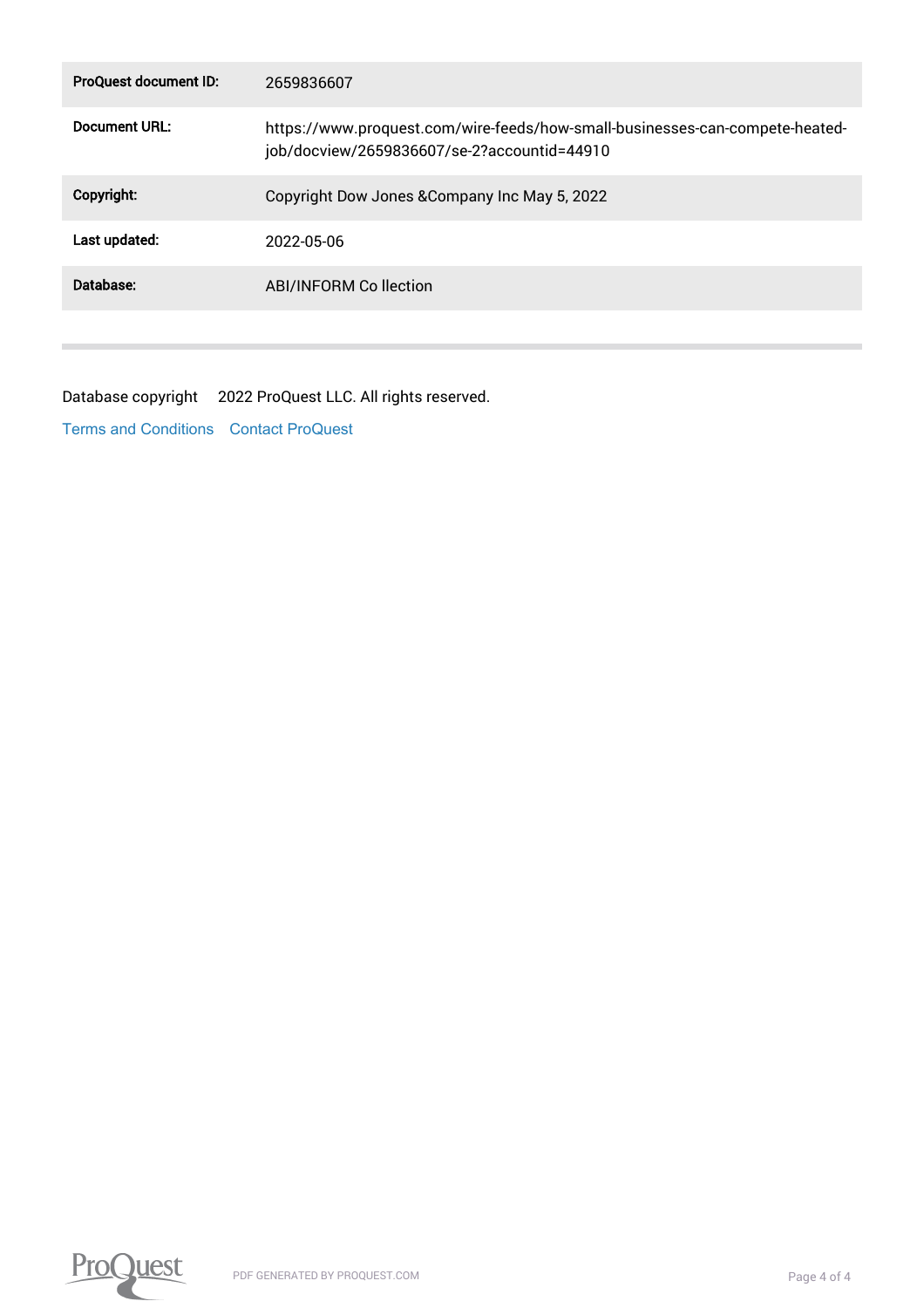| | |
|---|---|
| **ProQuest document ID:** | 2659836607 |
| **Document URL:** | https://www.proquest.com/wire-feeds/how-small-businesses-can-compete-heated-job/docview/2659836607/se-2?accountid=44910 |
| **Copyright:** | Copyright Dow Jones &Company Inc May 5, 2022 |
| **Last updated:** | 2022-05-06 |
| **Database:** | ABI/INFORM Co llection |

Database copyright 2022 ProQuest LLC. All rights reserved.

Terms and Conditions Contact ProQuest